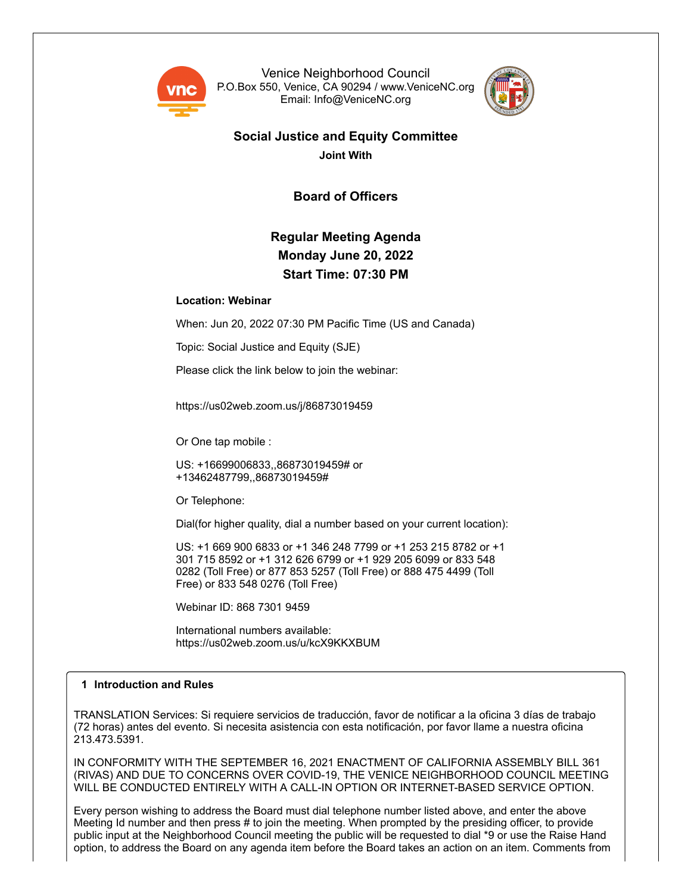Venice Neighborhood Council
P.O.Box 550, Venice, CA 90294 / www.VeniceNC.org
Email: Info@VeniceNC.org

## Social Justice and Equity Committee

**Joint With**

## Board of Officers

## Regular Meeting Agenda
## Monday June 20, 2022
## Start Time: 07:30 PM

**Location: Webinar**

When: Jun 20, 2022 07:30 PM Pacific Time (US and Canada)

Topic: Social Justice and Equity (SJE)

Please click the link below to join the webinar:

https://us02web.zoom.us/j/86873019459

Or One tap mobile :

US: +16699006833,,86873019459# or
+13462487799,,86873019459#

Or Telephone:

Dial(for higher quality, dial a number based on your current location):

US: +1 669 900 6833 or +1 346 248 7799 or +1 253 215 8782 or +1 301 715 8592 or +1 312 626 6799 or +1 929 205 6099 or 833 548 0282 (Toll Free) or 877 853 5257 (Toll Free) or 888 475 4499 (Toll Free) or 833 548 0276 (Toll Free)

Webinar ID: 868 7301 9459

International numbers available:
https://us02web.zoom.us/u/kcX9KKXBUM

### 1 Introduction and Rules

TRANSLATION Services: Si requiere servicios de traducción, favor de notificar a la oficina 3 días de trabajo (72 horas) antes del evento. Si necesita asistencia con esta notificación, por favor llame a nuestra oficina 213.473.5391.

IN CONFORMITY WITH THE SEPTEMBER 16, 2021 ENACTMENT OF CALIFORNIA ASSEMBLY BILL 361 (RIVAS) AND DUE TO CONCERNS OVER COVID-19, THE VENICE NEIGHBORHOOD COUNCIL MEETING WILL BE CONDUCTED ENTIRELY WITH A CALL-IN OPTION OR INTERNET-BASED SERVICE OPTION.

Every person wishing to address the Board must dial telephone number listed above, and enter the above Meeting Id number and then press # to join the meeting. When prompted by the presiding officer, to provide public input at the Neighborhood Council meeting the public will be requested to dial *9 or use the Raise Hand option, to address the Board on any agenda item before the Board takes an action on an item. Comments from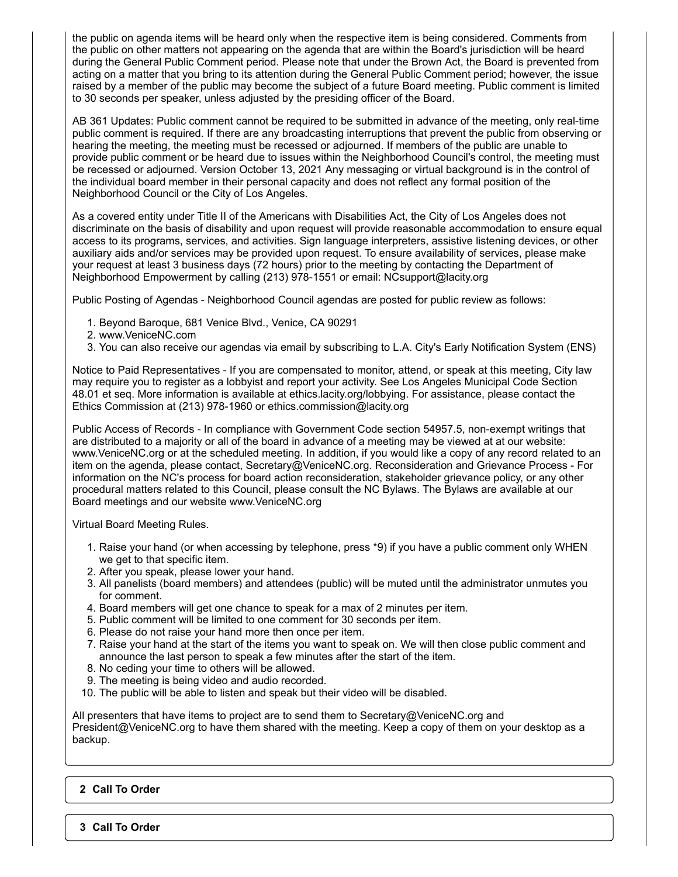the public on agenda items will be heard only when the respective item is being considered. Comments from the public on other matters not appearing on the agenda that are within the Board's jurisdiction will be heard during the General Public Comment period. Please note that under the Brown Act, the Board is prevented from acting on a matter that you bring to its attention during the General Public Comment period; however, the issue raised by a member of the public may become the subject of a future Board meeting. Public comment is limited to 30 seconds per speaker, unless adjusted by the presiding officer of the Board.

AB 361 Updates: Public comment cannot be required to be submitted in advance of the meeting, only real-time public comment is required. If there are any broadcasting interruptions that prevent the public from observing or hearing the meeting, the meeting must be recessed or adjourned. If members of the public are unable to provide public comment or be heard due to issues within the Neighborhood Council's control, the meeting must be recessed or adjourned. Version October 13, 2021 Any messaging or virtual background is in the control of the individual board member in their personal capacity and does not reflect any formal position of the Neighborhood Council or the City of Los Angeles.

As a covered entity under Title II of the Americans with Disabilities Act, the City of Los Angeles does not discriminate on the basis of disability and upon request will provide reasonable accommodation to ensure equal access to its programs, services, and activities. Sign language interpreters, assistive listening devices, or other auxiliary aids and/or services may be provided upon request. To ensure availability of services, please make your request at least 3 business days (72 hours) prior to the meeting by contacting the Department of Neighborhood Empowerment by calling (213) 978-1551 or email: NCsupport@lacity.org

Public Posting of Agendas - Neighborhood Council agendas are posted for public review as follows:

1. Beyond Baroque, 681 Venice Blvd., Venice, CA 90291
2. www.VeniceNC.com
3. You can also receive our agendas via email by subscribing to L.A. City's Early Notification System (ENS)

Notice to Paid Representatives - If you are compensated to monitor, attend, or speak at this meeting, City law may require you to register as a lobbyist and report your activity. See Los Angeles Municipal Code Section 48.01 et seq. More information is available at ethics.lacity.org/lobbying. For assistance, please contact the Ethics Commission at (213) 978-1960 or ethics.commission@lacity.org

Public Access of Records - In compliance with Government Code section 54957.5, non-exempt writings that are distributed to a majority or all of the board in advance of a meeting may be viewed at at our website: www.VeniceNC.org or at the scheduled meeting. In addition, if you would like a copy of any record related to an item on the agenda, please contact, Secretary@VeniceNC.org. Reconsideration and Grievance Process - For information on the NC's process for board action reconsideration, stakeholder grievance policy, or any other procedural matters related to this Council, please consult the NC Bylaws. The Bylaws are available at our Board meetings and our website www.VeniceNC.org

Virtual Board Meeting Rules.

1. Raise your hand (or when accessing by telephone, press *9) if you have a public comment only WHEN we get to that specific item.
2. After you speak, please lower your hand.
3. All panelists (board members) and attendees (public) will be muted until the administrator unmutes you for comment.
4. Board members will get one chance to speak for a max of 2 minutes per item.
5. Public comment will be limited to one comment for 30 seconds per item.
6. Please do not raise your hand more then once per item.
7. Raise your hand at the start of the items you want to speak on. We will then close public comment and announce the last person to speak a few minutes after the start of the item.
8. No ceding your time to others will be allowed.
9. The meeting is being video and audio recorded.
10. The public will be able to listen and speak but their video will be disabled.

All presenters that have items to project are to send them to Secretary@VeniceNC.org and President@VeniceNC.org to have them shared with the meeting. Keep a copy of them on your desktop as a backup.

**2 Call To Order**

**3 Call To Order**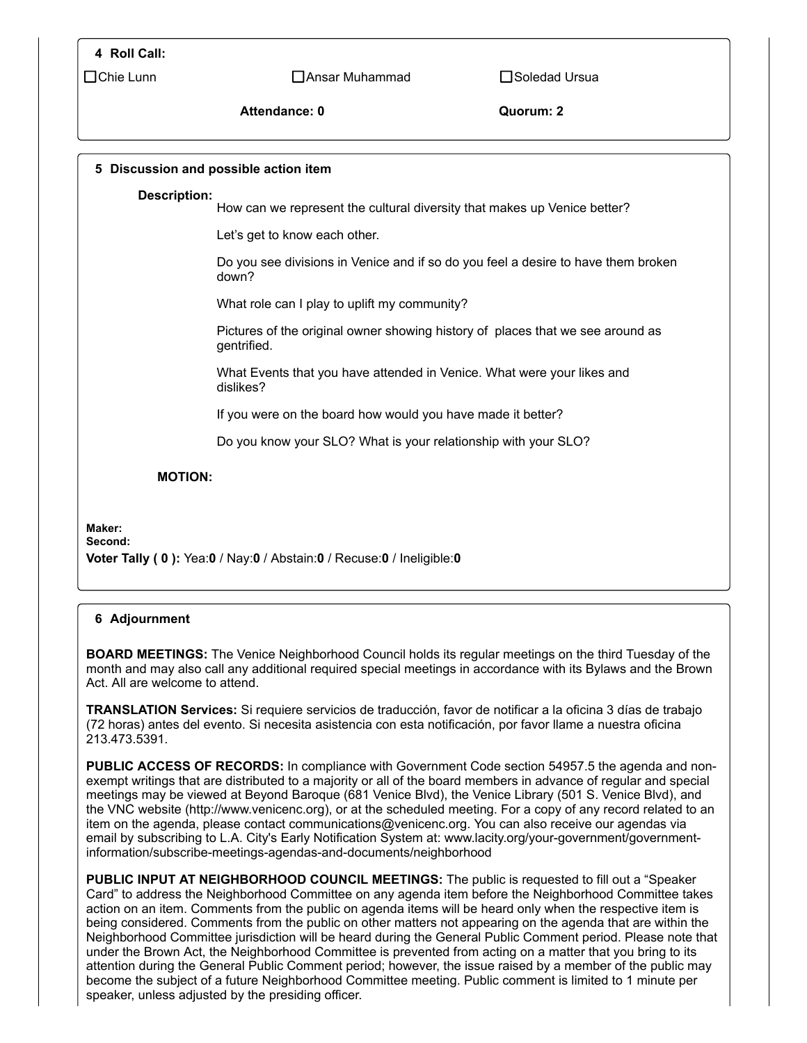## 4 Roll Call:

☐ Chie Lunn ☐ Ansar Muhammad ☐ Soledad Ursua

**Attendance: 0** **Quorum: 2**

## 5 Discussion and possible action item

**Description:**

How can we represent the cultural diversity that makes up Venice better?

Let's get to know each other.

Do you see divisions in Venice and if so do you feel a desire to have them broken down?

What role can I play to uplift my community?

Pictures of the original owner showing history of places that we see around as gentrified.

What Events that you have attended in Venice. What were your likes and dislikes?

If you were on the board how would you have made it better?

Do you know your SLO? What is your relationship with your SLO?

**MOTION:**

**Maker:**
**Second:**
**Voter Tally ( 0 ):** Yea:**0** / Nay:**0** / Abstain:**0** / Recuse:**0** / Ineligible:**0**

## 6 Adjournment

**BOARD MEETINGS:** The Venice Neighborhood Council holds its regular meetings on the third Tuesday of the month and may also call any additional required special meetings in accordance with its Bylaws and the Brown Act. All are welcome to attend.

**TRANSLATION Services:** Si requiere servicios de traducción, favor de notificar a la oficina 3 días de trabajo (72 horas) antes del evento. Si necesita asistencia con esta notificación, por favor llame a nuestra oficina 213.473.5391.

**PUBLIC ACCESS OF RECORDS:** In compliance with Government Code section 54957.5 the agenda and non-exempt writings that are distributed to a majority or all of the board members in advance of regular and special meetings may be viewed at Beyond Baroque (681 Venice Blvd), the Venice Library (501 S. Venice Blvd), and the VNC website (http://www.venicenc.org), or at the scheduled meeting. For a copy of any record related to an item on the agenda, please contact communications@venicenc.org. You can also receive our agendas via email by subscribing to L.A. City's Early Notification System at: www.lacity.org/your-government/government-information/subscribe-meetings-agendas-and-documents/neighborhood

**PUBLIC INPUT AT NEIGHBORHOOD COUNCIL MEETINGS:** The public is requested to fill out a "Speaker Card" to address the Neighborhood Committee on any agenda item before the Neighborhood Committee takes action on an item. Comments from the public on agenda items will be heard only when the respective item is being considered. Comments from the public on other matters not appearing on the agenda that are within the Neighborhood Committee jurisdiction will be heard during the General Public Comment period. Please note that under the Brown Act, the Neighborhood Committee is prevented from acting on a matter that you bring to its attention during the General Public Comment period; however, the issue raised by a member of the public may become the subject of a future Neighborhood Committee meeting. Public comment is limited to 1 minute per speaker, unless adjusted by the presiding officer.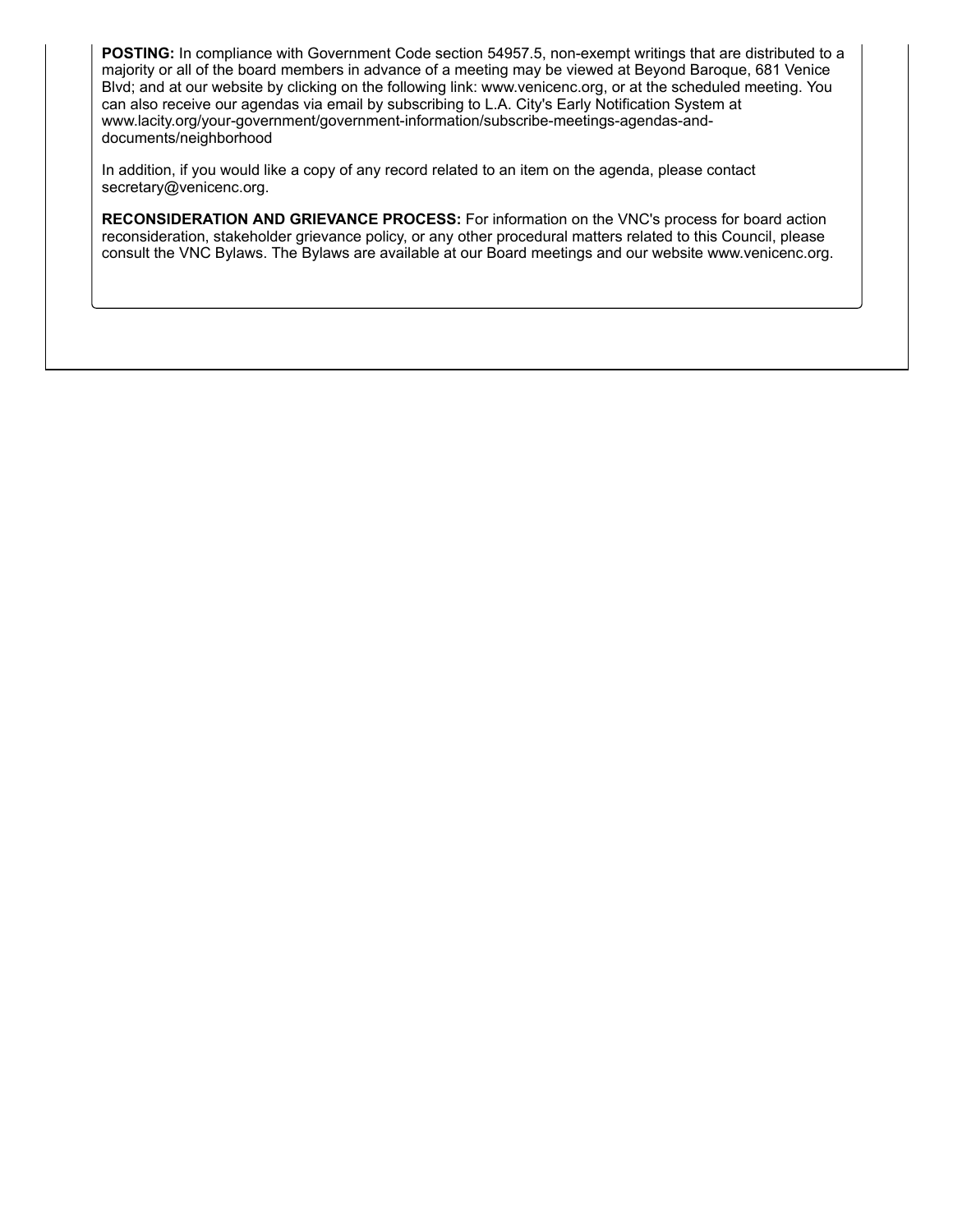**POSTING:** In compliance with Government Code section 54957.5, non-exempt writings that are distributed to a majority or all of the board members in advance of a meeting may be viewed at Beyond Baroque, 681 Venice Blvd; and at our website by clicking on the following link: www.venicenc.org, or at the scheduled meeting. You can also receive our agendas via email by subscribing to L.A. City's Early Notification System at www.lacity.org/your-government/government-information/subscribe-meetings-agendas-and-documents/neighborhood

In addition, if you would like a copy of any record related to an item on the agenda, please contact secretary@venicenc.org.

**RECONSIDERATION AND GRIEVANCE PROCESS:** For information on the VNC's process for board action reconsideration, stakeholder grievance policy, or any other procedural matters related to this Council, please consult the VNC Bylaws. The Bylaws are available at our Board meetings and our website www.venicenc.org.